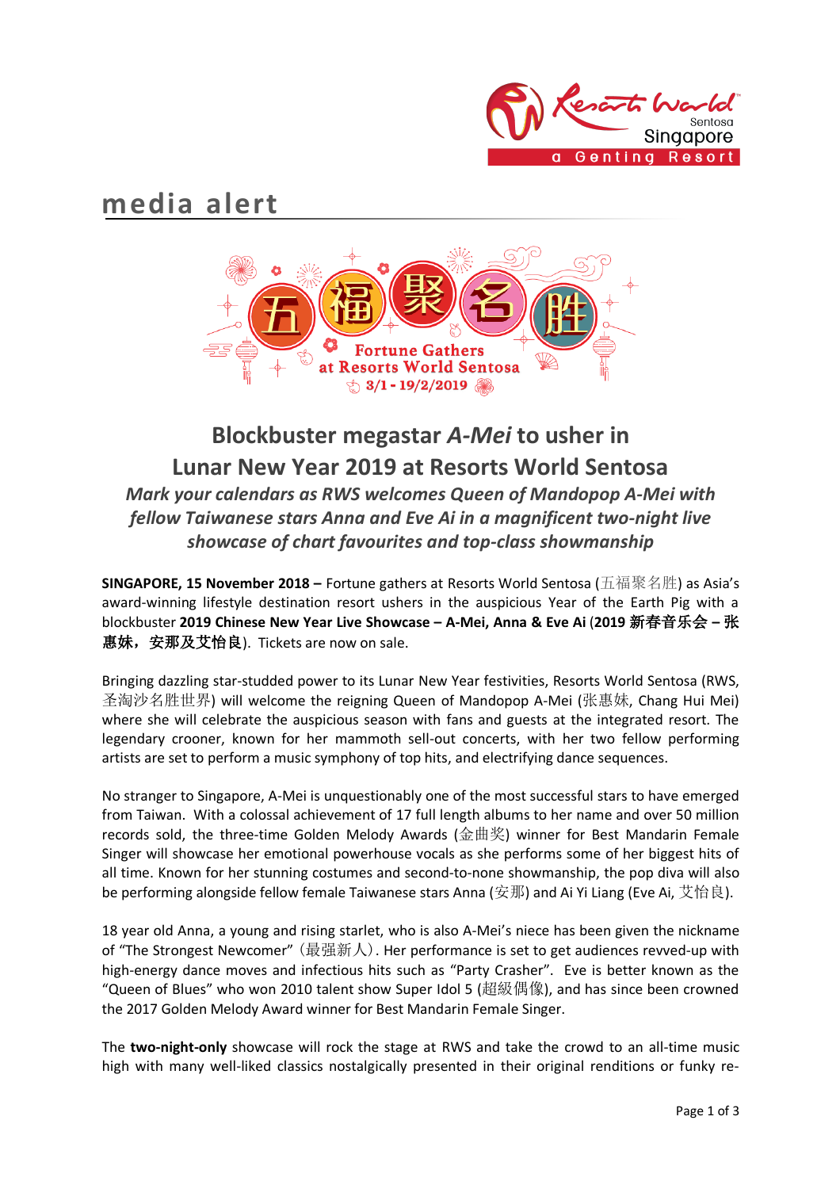# media alert

五福聚名胜

Fortune Gathers at Resorts World Sentosa

3/1 - 19/2/2019

## Blockbuster megastar *A-Mei* to usher in Lunar New Year 2019 at Resorts World Sentosa

***Mark your calendars as RWS welcomes Queen of Mandopop A-Mei with fellow Taiwanese stars Anna and Eve Ai in a magnificent two-night live showcase of chart favourites and top-class showmanship***

**SINGAPORE, 15 November 2018 –** Fortune gathers at Resorts World Sentosa (五福聚名胜) as Asia's award-winning lifestyle destination resort ushers in the auspicious Year of the Earth Pig with a blockbuster **2019 Chinese New Year Live Showcase – A-Mei, Anna & Eve Ai** (**2019 新春音乐会 – 张惠妹，安那及艾怡良**). Tickets are now on sale.

Bringing dazzling star-studded power to its Lunar New Year festivities, Resorts World Sentosa (RWS, 圣淘沙名胜世界) will welcome the reigning Queen of Mandopop A-Mei (张惠妹, Chang Hui Mei) where she will celebrate the auspicious season with fans and guests at the integrated resort. The legendary crooner, known for her mammoth sell-out concerts, with her two fellow performing artists are set to perform a music symphony of top hits, and electrifying dance sequences.

No stranger to Singapore, A-Mei is unquestionably one of the most successful stars to have emerged from Taiwan. With a colossal achievement of 17 full length albums to her name and over 50 million records sold, the three-time Golden Melody Awards (金曲奖) winner for Best Mandarin Female Singer will showcase her emotional powerhouse vocals as she performs some of her biggest hits of all time. Known for her stunning costumes and second-to-none showmanship, the pop diva will also be performing alongside fellow female Taiwanese stars Anna (安那) and Ai Yi Liang (Eve Ai, 艾怡良).

18 year old Anna, a young and rising starlet, who is also A-Mei's niece has been given the nickname of "The Strongest Newcomer" (最强新人). Her performance is set to get audiences revved-up with high-energy dance moves and infectious hits such as "Party Crasher". Eve is better known as the "Queen of Blues" who won 2010 talent show Super Idol 5 (超級偶像), and has since been crowned the 2017 Golden Melody Award winner for Best Mandarin Female Singer.

The **two-night-only** showcase will rock the stage at RWS and take the crowd to an all-time music high with many well-liked classics nostalgically presented in their original renditions or funky re-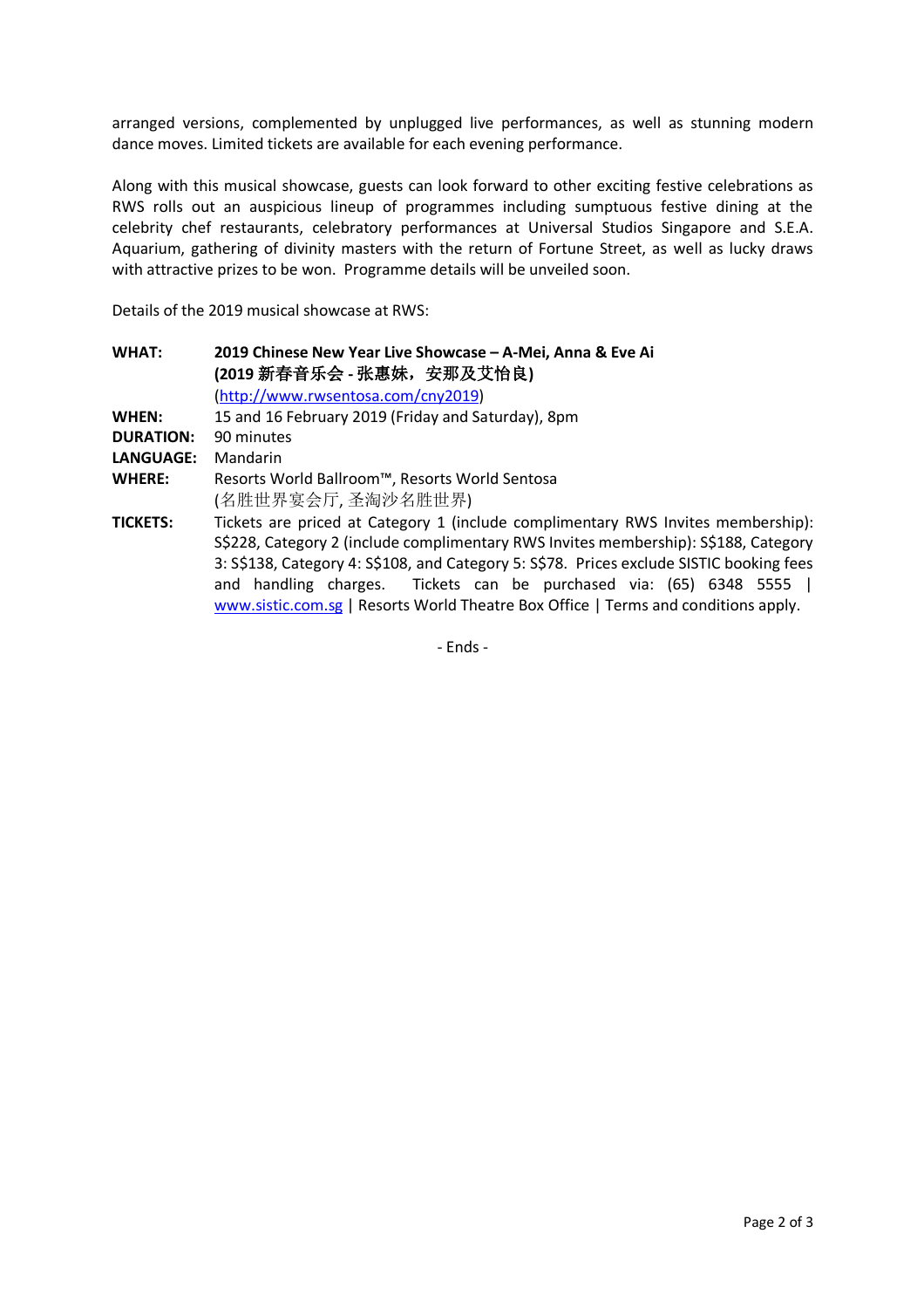arranged versions, complemented by unplugged live performances, as well as stunning modern dance moves. Limited tickets are available for each evening performance.

Along with this musical showcase, guests can look forward to other exciting festive celebrations as RWS rolls out an auspicious lineup of programmes including sumptuous festive dining at the celebrity chef restaurants, celebratory performances at Universal Studios Singapore and S.E.A. Aquarium, gathering of divinity masters with the return of Fortune Street, as well as lucky draws with attractive prizes to be won. Programme details will be unveiled soon.

Details of the 2019 musical showcase at RWS:

**WHAT:** **2019 Chinese New Year Live Showcase – A-Mei, Anna & Eve Ai**
**(2019 新春音乐会 - 张惠妹，安那及艾怡良)**
(http://www.rwsentosa.com/cny2019)

**WHEN:** 15 and 16 February 2019 (Friday and Saturday), 8pm

**DURATION:** 90 minutes

**LANGUAGE:** Mandarin

**WHERE:** Resorts World Ballroom™, Resorts World Sentosa
(名胜世界宴会厅, 圣淘沙名胜世界)

**TICKETS:** Tickets are priced at Category 1 (include complimentary RWS Invites membership): S$228, Category 2 (include complimentary RWS Invites membership): S$188, Category 3: S$138, Category 4: S$108, and Category 5: S$78. Prices exclude SISTIC booking fees and handling charges. Tickets can be purchased via: (65) 6348 5555 | www.sistic.com.sg | Resorts World Theatre Box Office | Terms and conditions apply.

\- Ends -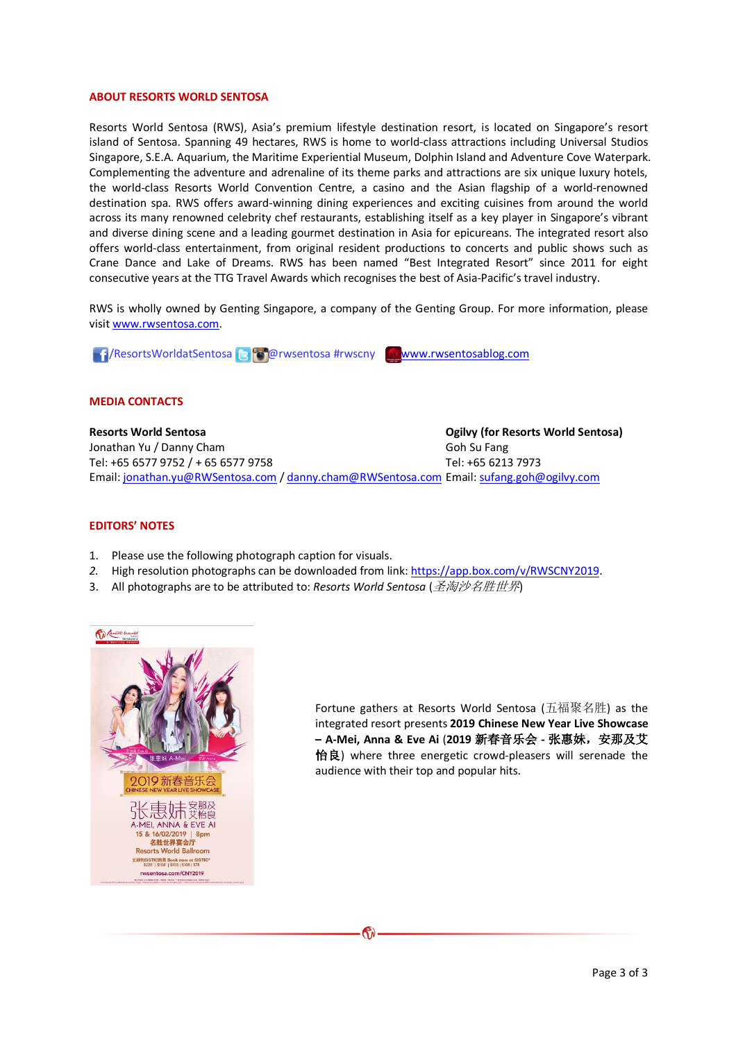## ABOUT RESORTS WORLD SENTOSA

Resorts World Sentosa (RWS), Asia's premium lifestyle destination resort, is located on Singapore's resort island of Sentosa. Spanning 49 hectares, RWS is home to world-class attractions including Universal Studios Singapore, S.E.A. Aquarium, the Maritime Experiential Museum, Dolphin Island and Adventure Cove Waterpark. Complementing the adventure and adrenaline of its theme parks and attractions are six unique luxury hotels, the world-class Resorts World Convention Centre, a casino and the Asian flagship of a world-renowned destination spa. RWS offers award-winning dining experiences and exciting cuisines from around the world across its many renowned celebrity chef restaurants, establishing itself as a key player in Singapore's vibrant and diverse dining scene and a leading gourmet destination in Asia for epicureans. The integrated resort also offers world-class entertainment, from original resident productions to concerts and public shows such as Crane Dance and Lake of Dreams. RWS has been named "Best Integrated Resort" since 2011 for eight consecutive years at the TTG Travel Awards which recognises the best of Asia-Pacific's travel industry.

RWS is wholly owned by Genting Singapore, a company of the Genting Group. For more information, please visit www.rwsentosa.com.

/ResortsWorldatSentosa @rwsentosa #rwscny www.rwsentosablog.com

## MEDIA CONTACTS

**Resorts World Sentosa**
Jonathan Yu / Danny Cham
Tel: +65 6577 9752 / + 65 6577 9758
Email: jonathan.yu@RWSentosa.com / danny.cham@RWSentosa.com

**Ogilvy (for Resorts World Sentosa)**
Goh Su Fang
Tel: +65 6213 7973
Email: sufang.goh@ogilvy.com

## EDITORS' NOTES

1. Please use the following photograph caption for visuals.
2. High resolution photographs can be downloaded from link: https://app.box.com/v/RWSCNY2019.
3. All photographs are to be attributed to: *Resorts World Sentosa* (*圣淘沙名胜世界*)

Fortune gathers at Resorts World Sentosa (五福聚名胜) as the integrated resort presents **2019 Chinese New Year Live Showcase – A-Mei, Anna & Eve Ai** (**2019 新春音乐会 - 张惠妹，安那及艾怡良**) where three energetic crowd-pleasers will serenade the audience with their top and popular hits.